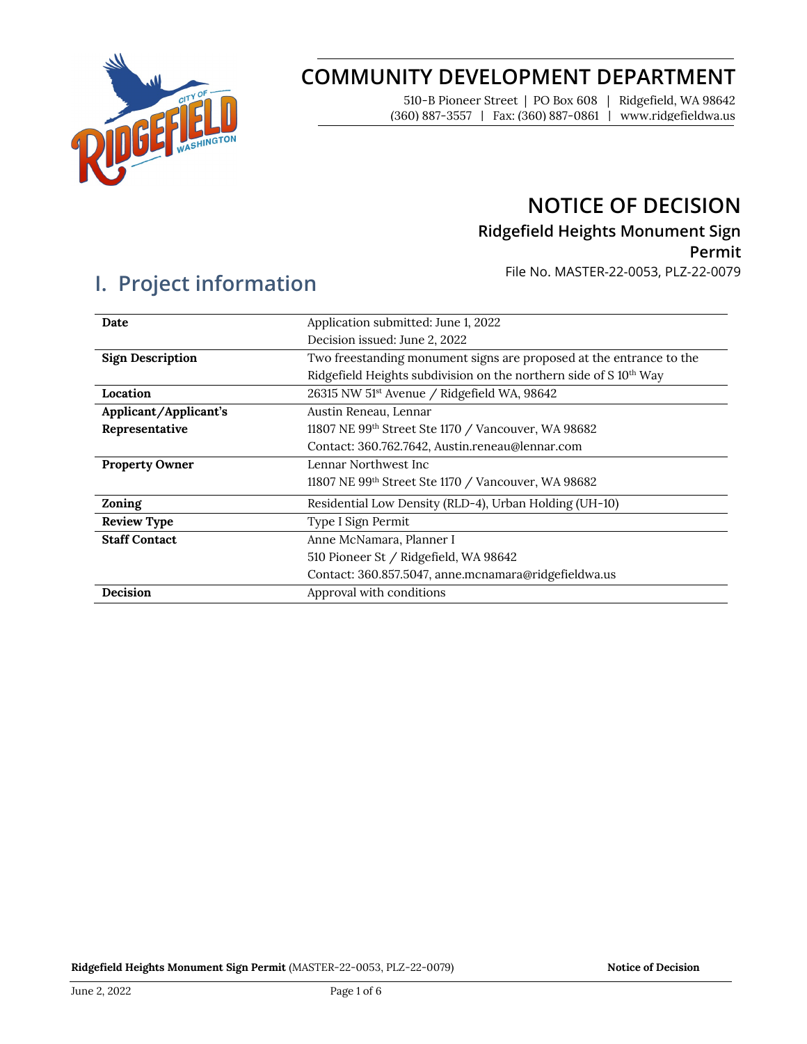# COMMUNITY DEVELOPMENT DEPARTMENT

510-B Pioneer Street | PO Box 608 | Ridgefield, WA 98642
(360) 887-3557 | Fax: (360) 887-0861 | www.ridgefieldwa.us

# NOTICE OF DECISION

## Ridgefield Heights Monument Sign Permit

File No. MASTER-22-0053, PLZ-22-0079

## I. Project information

| | |
|---|---|
| **Date** | Application submitted: June 1, 2022<br>Decision issued: June 2, 2022 |
| **Sign Description** | Two freestanding monument signs are proposed at the entrance to the Ridgefield Heights subdivision on the northern side of S 10th Way |
| **Location** | 26315 NW 51st Avenue / Ridgefield WA, 98642 |
| **Applicant/Applicant's Representative** | Austin Reneau, Lennar<br>11807 NE 99th Street Ste 1170 / Vancouver, WA 98682<br>Contact: 360.762.7642, Austin.reneau@lennar.com |
| **Property Owner** | Lennar Northwest Inc<br>11807 NE 99th Street Ste 1170 / Vancouver, WA 98682 |
| **Zoning** | Residential Low Density (RLD-4), Urban Holding (UH-10) |
| **Review Type** | Type I Sign Permit |
| **Staff Contact** | Anne McNamara, Planner I<br>510 Pioneer St / Ridgefield, WA 98642<br>Contact: 360.857.5047, anne.mcnamara@ridgefieldwa.us |
| **Decision** | Approval with conditions |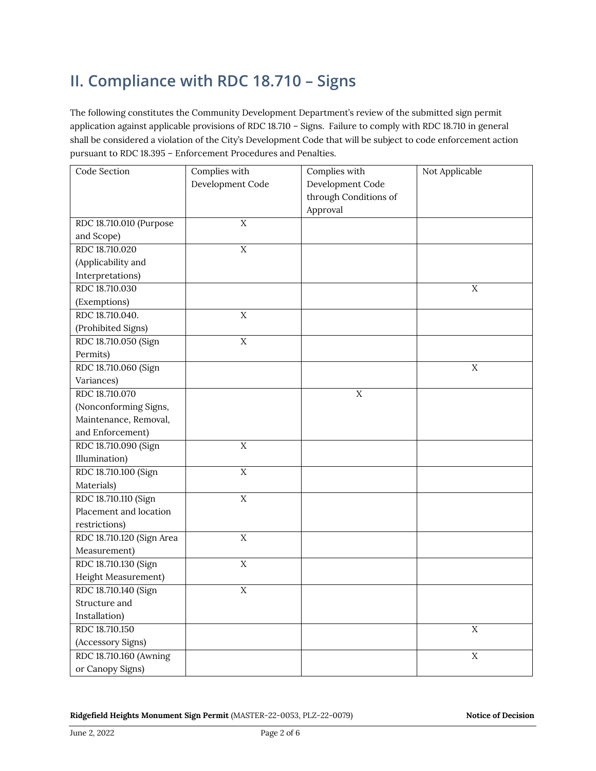## II. Compliance with RDC 18.710 – Signs

The following constitutes the Community Development Department's review of the submitted sign permit application against applicable provisions of RDC 18.710 – Signs. Failure to comply with RDC 18.710 in general shall be considered a violation of the City's Development Code that will be subject to code enforcement action pursuant to RDC 18.395 – Enforcement Procedures and Penalties.

| Code Section | Complies with Development Code | Complies with Development Code through Conditions of Approval | Not Applicable |
|---|---|---|---|
| RDC 18.710.010 (Purpose and Scope) | X | | |
| RDC 18.710.020 (Applicability and Interpretations) | X | | |
| RDC 18.710.030 (Exemptions) | | | X |
| RDC 18.710.040. (Prohibited Signs) | X | | |
| RDC 18.710.050 (Sign Permits) | X | | |
| RDC 18.710.060 (Sign Variances) | | | X |
| RDC 18.710.070 (Nonconforming Signs, Maintenance, Removal, and Enforcement) | | X | |
| RDC 18.710.090 (Sign Illumination) | X | | |
| RDC 18.710.100 (Sign Materials) | X | | |
| RDC 18.710.110 (Sign Placement and location restrictions) | X | | |
| RDC 18.710.120 (Sign Area Measurement) | X | | |
| RDC 18.710.130 (Sign Height Measurement) | X | | |
| RDC 18.710.140 (Sign Structure and Installation) | X | | |
| RDC 18.710.150 (Accessory Signs) | | | X |
| RDC 18.710.160 (Awning or Canopy Signs) | | | X |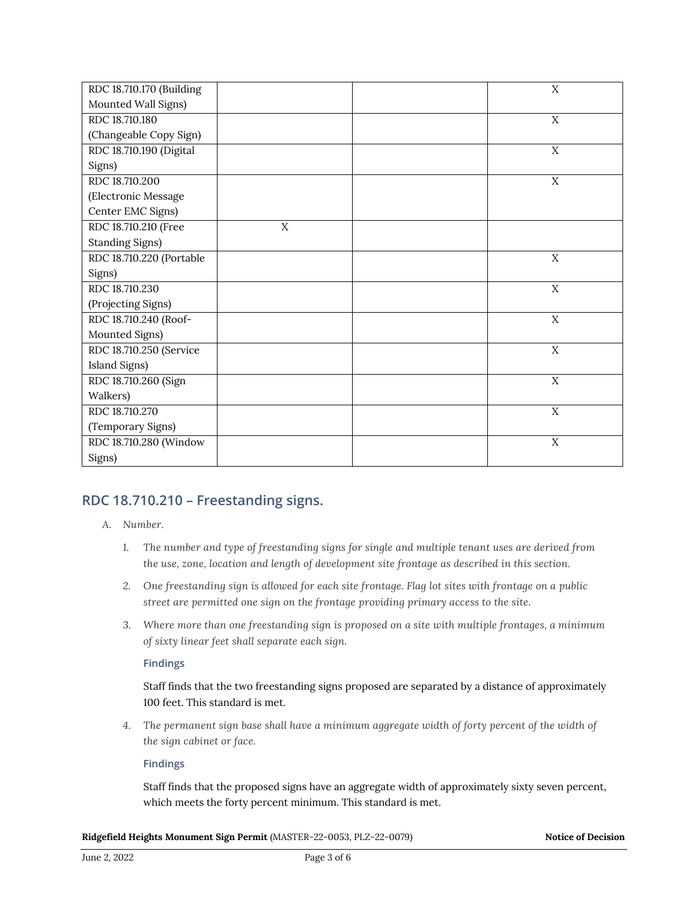| | | | |
|---|---|---|---|
| RDC 18.710.170 (Building Mounted Wall Signs) | | | X |
| RDC 18.710.180 (Changeable Copy Sign) | | | X |
| RDC 18.710.190 (Digital Signs) | | | X |
| RDC 18.710.200 (Electronic Message Center EMC Signs) | | | X |
| RDC 18.710.210 (Free Standing Signs) | X | | |
| RDC 18.710.220 (Portable Signs) | | | X |
| RDC 18.710.230 (Projecting Signs) | | | X |
| RDC 18.710.240 (Roof-Mounted Signs) | | | X |
| RDC 18.710.250 (Service Island Signs) | | | X |
| RDC 18.710.260 (Sign Walkers) | | | X |
| RDC 18.710.270 (Temporary Signs) | | | X |
| RDC 18.710.280 (Window Signs) | | | X |

## RDC 18.710.210 – Freestanding signs.

A. *Number.*

1. *The number and type of freestanding signs for single and multiple tenant uses are derived from the use, zone, location and length of development site frontage as described in this section.*

2. *One freestanding sign is allowed for each site frontage. Flag lot sites with frontage on a public street are permitted one sign on the frontage providing primary access to the site.*

3. *Where more than one freestanding sign is proposed on a site with multiple frontages, a minimum of sixty linear feet shall separate each sign.*

   **Findings**

   Staff finds that the two freestanding signs proposed are separated by a distance of approximately 100 feet. This standard is met.

4. *The permanent sign base shall have a minimum aggregate width of forty percent of the width of the sign cabinet or face.*

   **Findings**

   Staff finds that the proposed signs have an aggregate width of approximately sixty seven percent, which meets the forty percent minimum. This standard is met.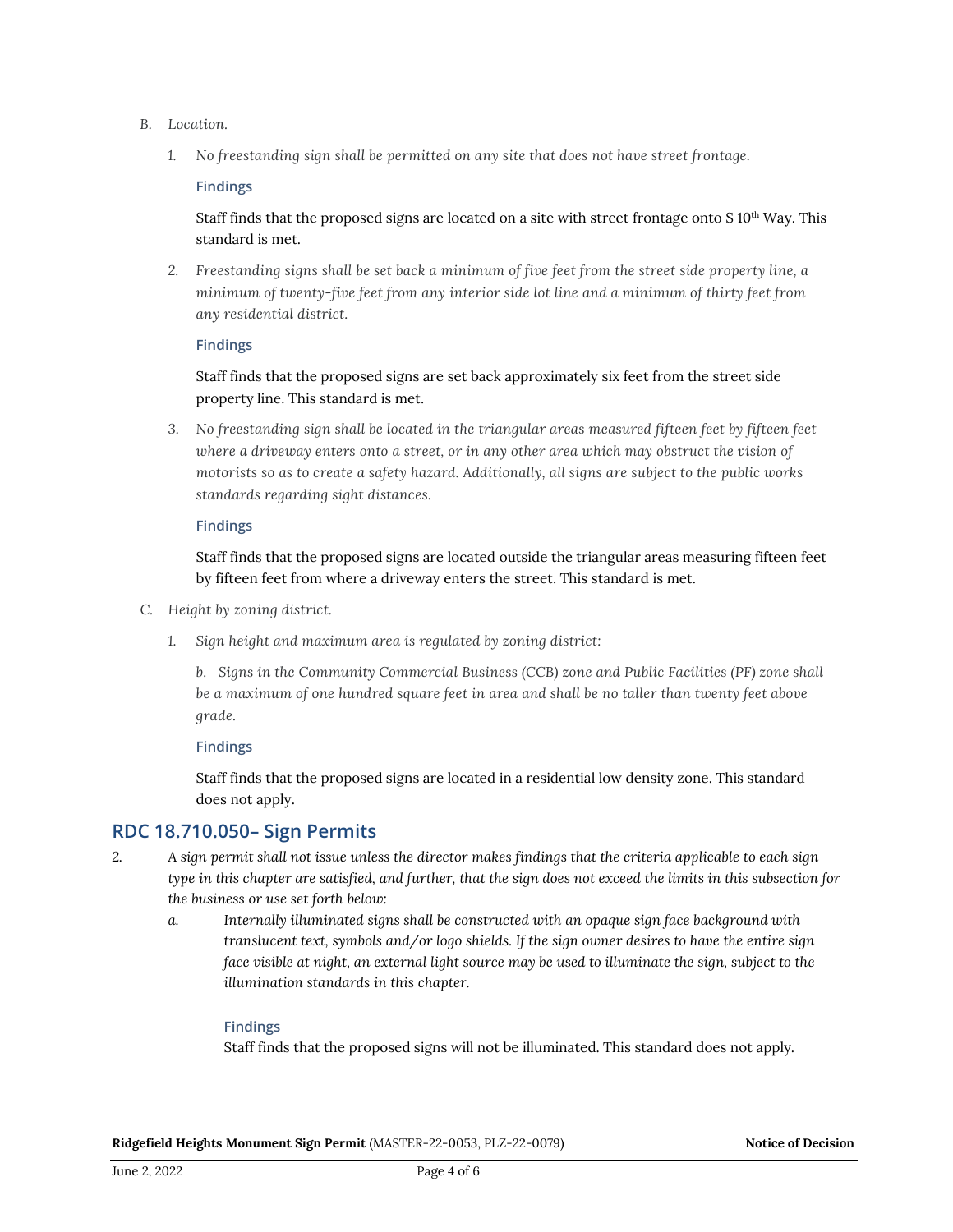B. *Location.*

1. *No freestanding sign shall be permitted on any site that does not have street frontage.*

   **Findings**

   Staff finds that the proposed signs are located on a site with street frontage onto S 10th Way. This standard is met.

2. *Freestanding signs shall be set back a minimum of five feet from the street side property line, a minimum of twenty-five feet from any interior side lot line and a minimum of thirty feet from any residential district.*

   **Findings**

   Staff finds that the proposed signs are set back approximately six feet from the street side property line. This standard is met.

3. *No freestanding sign shall be located in the triangular areas measured fifteen feet by fifteen feet where a driveway enters onto a street, or in any other area which may obstruct the vision of motorists so as to create a safety hazard. Additionally, all signs are subject to the public works standards regarding sight distances.*

   **Findings**

   Staff finds that the proposed signs are located outside the triangular areas measuring fifteen feet by fifteen feet from where a driveway enters the street. This standard is met.

C. *Height by zoning district.*

1. *Sign height and maximum area is regulated by zoning district:*

   *b. Signs in the Community Commercial Business (CCB) zone and Public Facilities (PF) zone shall be a maximum of one hundred square feet in area and shall be no taller than twenty feet above grade.*

   **Findings**

   Staff finds that the proposed signs are located in a residential low density zone. This standard does not apply.

## RDC 18.710.050– Sign Permits

2. *A sign permit shall not issue unless the director makes findings that the criteria applicable to each sign type in this chapter are satisfied, and further, that the sign does not exceed the limits in this subsection for the business or use set forth below:*

   a. *Internally illuminated signs shall be constructed with an opaque sign face background with translucent text, symbols and/or logo shields. If the sign owner desires to have the entire sign face visible at night, an external light source may be used to illuminate the sign, subject to the illumination standards in this chapter.*

      **Findings**

      Staff finds that the proposed signs will not be illuminated. This standard does not apply.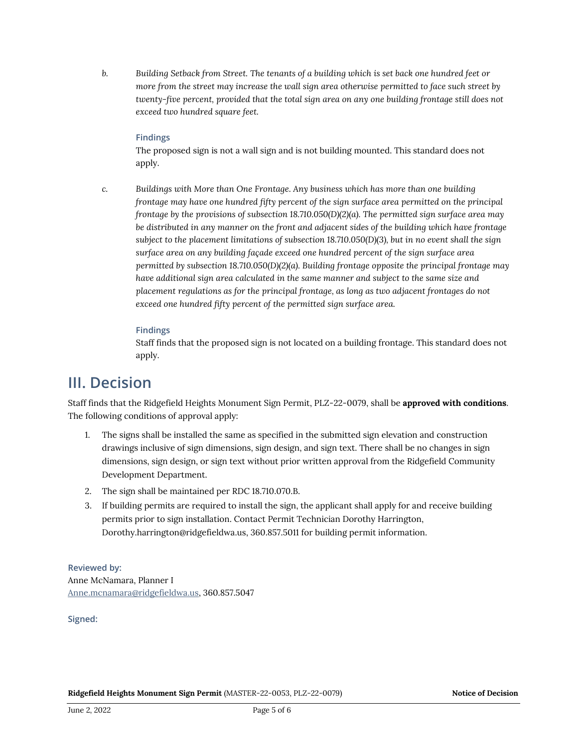b. *Building Setback from Street. The tenants of a building which is set back one hundred feet or more from the street may increase the wall sign area otherwise permitted to face such street by twenty-five percent, provided that the total sign area on any one building frontage still does not exceed two hundred square feet.*

**Findings**

The proposed sign is not a wall sign and is not building mounted. This standard does not apply.

c. *Buildings with More than One Frontage. Any business which has more than one building frontage may have one hundred fifty percent of the sign surface area permitted on the principal frontage by the provisions of subsection 18.710.050(D)(2)(a). The permitted sign surface area may be distributed in any manner on the front and adjacent sides of the building which have frontage subject to the placement limitations of subsection 18.710.050(D)(3), but in no event shall the sign surface area on any building façade exceed one hundred percent of the sign surface area permitted by subsection 18.710.050(D)(2)(a). Building frontage opposite the principal frontage may have additional sign area calculated in the same manner and subject to the same size and placement regulations as for the principal frontage, as long as two adjacent frontages do not exceed one hundred fifty percent of the permitted sign surface area.*

**Findings**

Staff finds that the proposed sign is not located on a building frontage. This standard does not apply.

## III. Decision

Staff finds that the Ridgefield Heights Monument Sign Permit, PLZ-22-0079, shall be **approved with conditions**. The following conditions of approval apply:

1. The signs shall be installed the same as specified in the submitted sign elevation and construction drawings inclusive of sign dimensions, sign design, and sign text. There shall be no changes in sign dimensions, sign design, or sign text without prior written approval from the Ridgefield Community Development Department.
2. The sign shall be maintained per RDC 18.710.070.B.
3. If building permits are required to install the sign, the applicant shall apply for and receive building permits prior to sign installation. Contact Permit Technician Dorothy Harrington, Dorothy.harrington@ridgefieldwa.us, 360.857.5011 for building permit information.

**Reviewed by:**

Anne McNamara, Planner I
Anne.mcnamara@ridgefieldwa.us, 360.857.5047

**Signed:**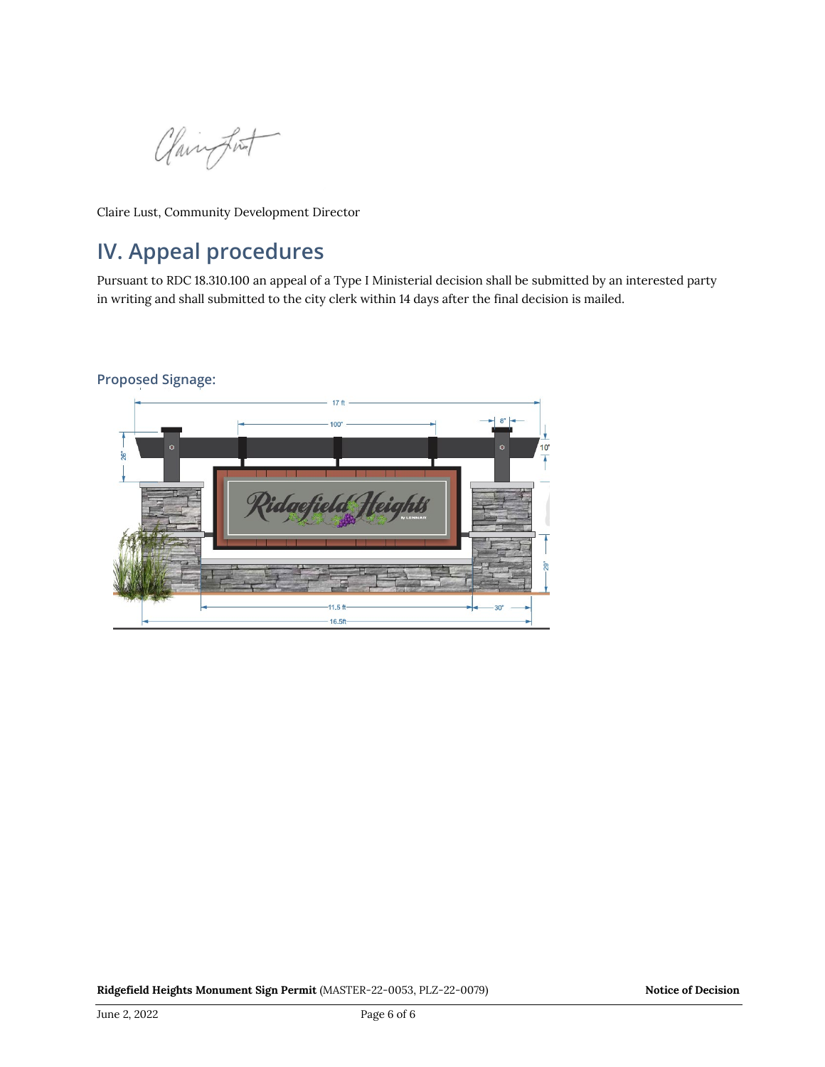Claire Lust, Community Development Director

## IV. Appeal procedures

Pursuant to RDC 18.310.100 an appeal of a Type I Ministerial decision shall be submitted by an interested party in writing and shall submitted to the city clerk within 14 days after the final decision is mailed.

### Proposed Signage:

17 ft
100"
8"
10"
26"
29"
11.5 ft
30"
16.5ft
Ridgefield Heights
by LENNAR